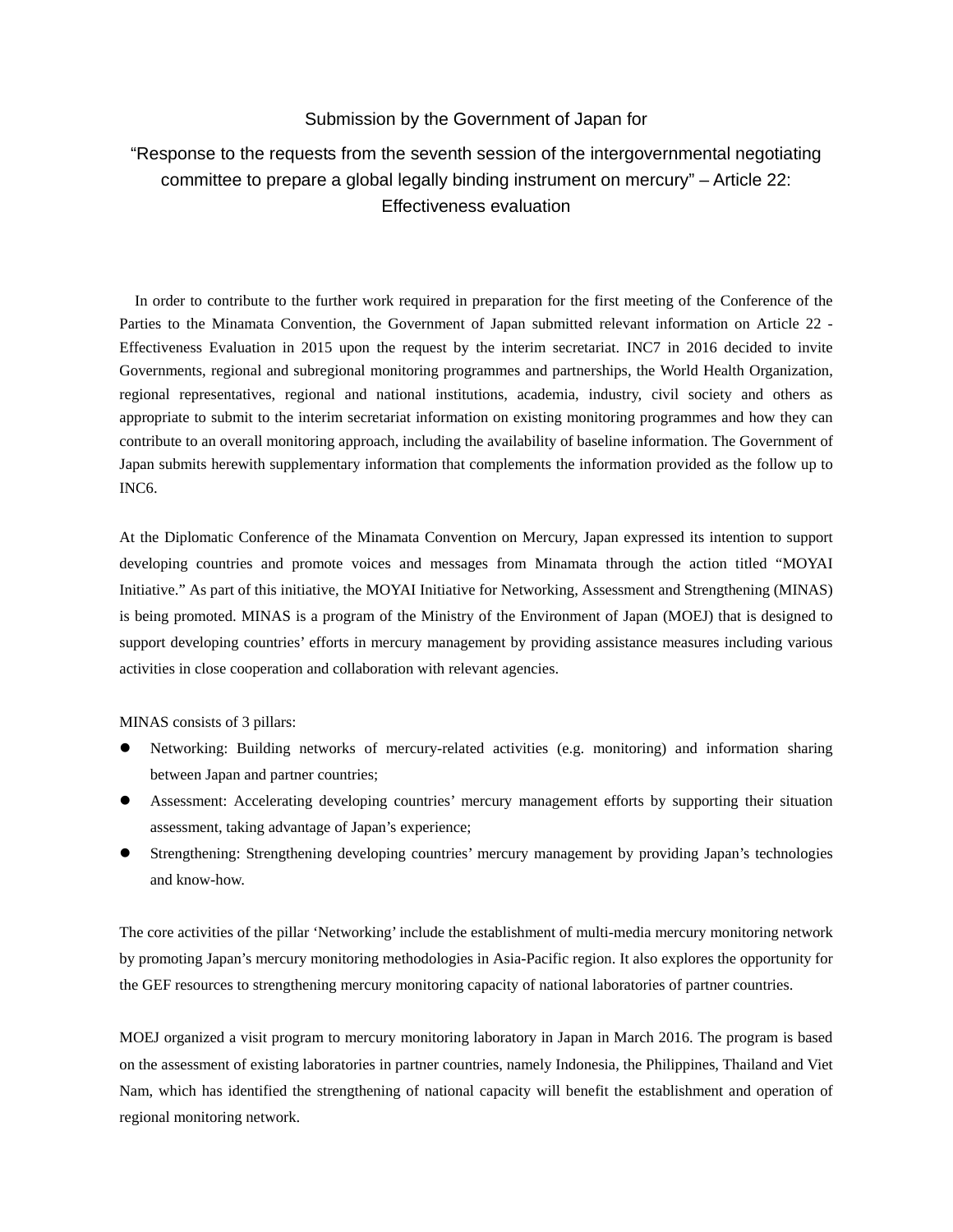# Submission by the Government of Japan for

# "Response to the requests from the seventh session of the intergovernmental negotiating committee to prepare a global legally binding instrument on mercury" – Article 22: Effectiveness evaluation

In order to contribute to the further work required in preparation for the first meeting of the Conference of the Parties to the Minamata Convention, the Government of Japan submitted relevant information on Article 22 - Effectiveness Evaluation in 2015 upon the request by the interim secretariat. INC7 in 2016 decided to invite Governments, regional and subregional monitoring programmes and partnerships, the World Health Organization, regional representatives, regional and national institutions, academia, industry, civil society and others as appropriate to submit to the interim secretariat information on existing monitoring programmes and how they can contribute to an overall monitoring approach, including the availability of baseline information. The Government of Japan submits herewith supplementary information that complements the information provided as the follow up to INC6.

At the Diplomatic Conference of the Minamata Convention on Mercury, Japan expressed its intention to support developing countries and promote voices and messages from Minamata through the action titled "MOYAI Initiative." As part of this initiative, the MOYAI Initiative for Networking, Assessment and Strengthening (MINAS) is being promoted. MINAS is a program of the Ministry of the Environment of Japan (MOEJ) that is designed to support developing countries' efforts in mercury management by providing assistance measures including various activities in close cooperation and collaboration with relevant agencies.

MINAS consists of 3 pillars:

- Networking: Building networks of mercury-related activities (e.g. monitoring) and information sharing between Japan and partner countries;
- Assessment: Accelerating developing countries' mercury management efforts by supporting their situation assessment, taking advantage of Japan's experience;
- Strengthening: Strengthening developing countries' mercury management by providing Japan's technologies and know-how.

The core activities of the pillar 'Networking' include the establishment of multi-media mercury monitoring network by promoting Japan's mercury monitoring methodologies in Asia-Pacific region. It also explores the opportunity for the GEF resources to strengthening mercury monitoring capacity of national laboratories of partner countries.

MOEJ organized a visit program to mercury monitoring laboratory in Japan in March 2016. The program is based on the assessment of existing laboratories in partner countries, namely Indonesia, the Philippines, Thailand and Viet Nam, which has identified the strengthening of national capacity will benefit the establishment and operation of regional monitoring network.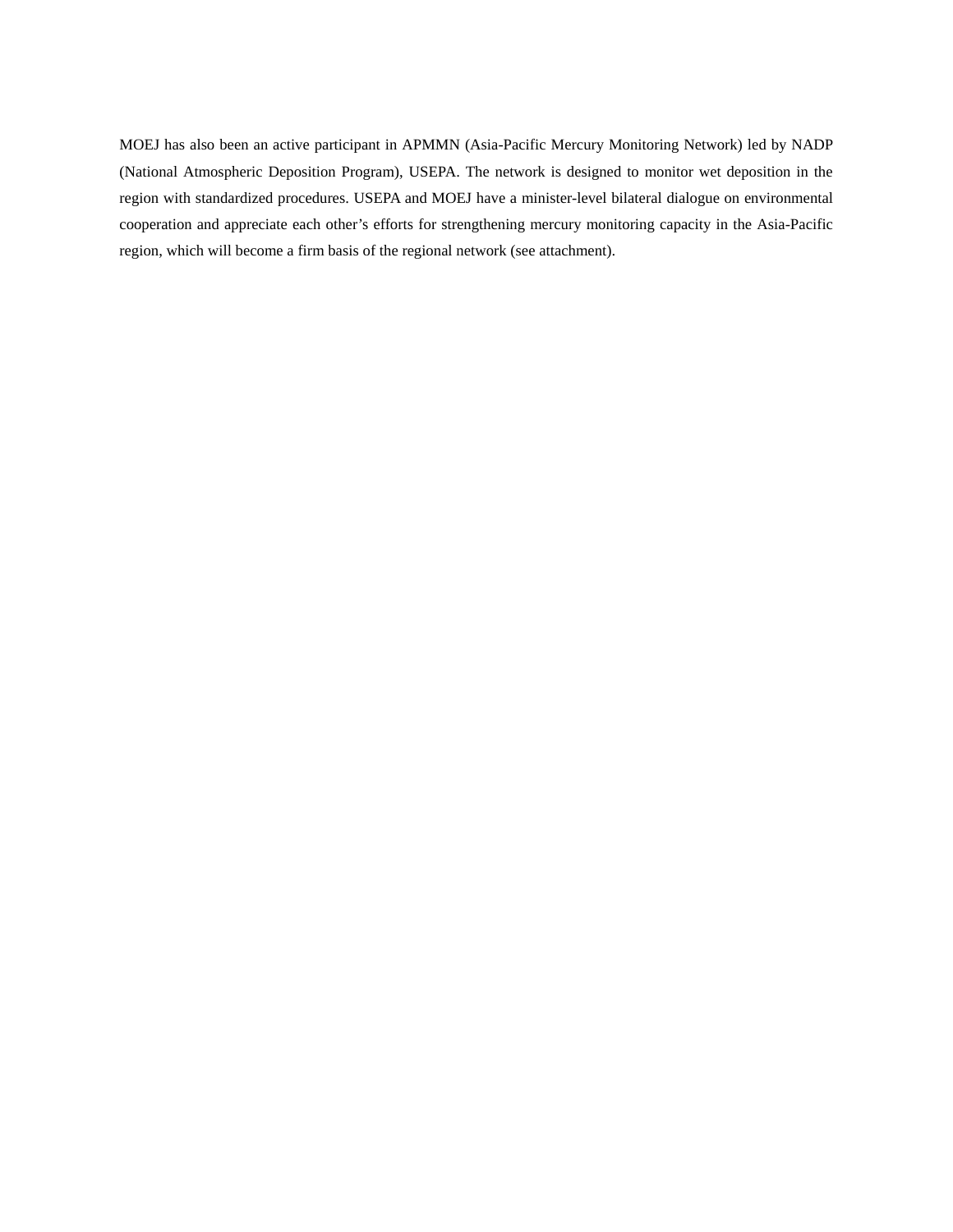MOEJ has also been an active participant in APMMN (Asia-Pacific Mercury Monitoring Network) led by NADP (National Atmospheric Deposition Program), USEPA. The network is designed to monitor wet deposition in the region with standardized procedures. USEPA and MOEJ have a minister-level bilateral dialogue on environmental cooperation and appreciate each other's efforts for strengthening mercury monitoring capacity in the Asia-Pacific region, which will become a firm basis of the regional network (see attachment).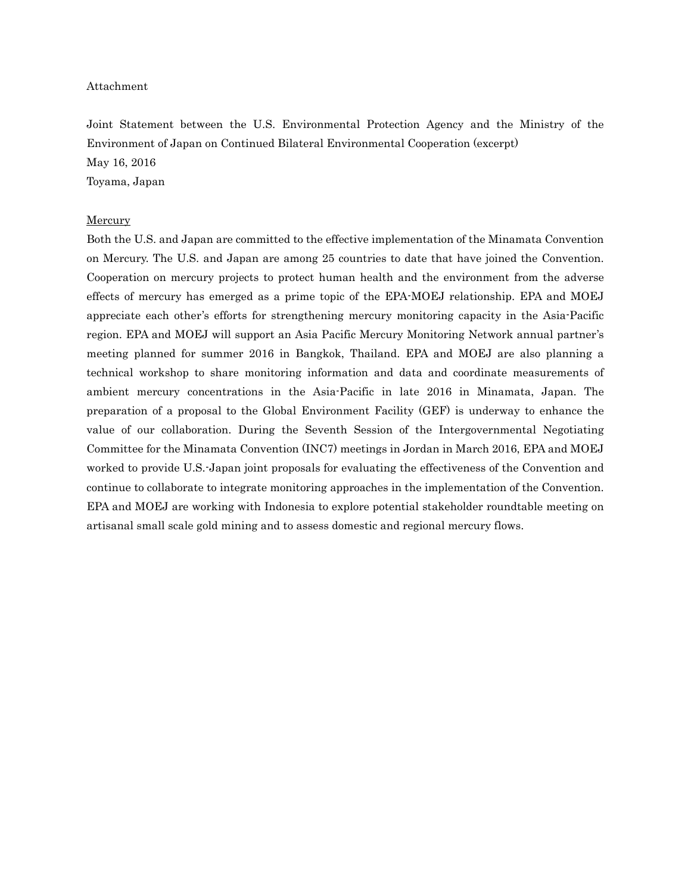Attachment

Joint Statement between the U.S. Environmental Protection Agency and the Ministry of the Environment of Japan on Continued Bilateral Environmental Cooperation (excerpt)
May 16, 2016
Toyama, Japan

<u>Mercury</u>

Both the U.S. and Japan are committed to the effective implementation of the Minamata Convention on Mercury. The U.S. and Japan are among 25 countries to date that have joined the Convention. Cooperation on mercury projects to protect human health and the environment from the adverse effects of mercury has emerged as a prime topic of the EPA-MOEJ relationship. EPA and MOEJ appreciate each other's efforts for strengthening mercury monitoring capacity in the Asia-Pacific region. EPA and MOEJ will support an Asia Pacific Mercury Monitoring Network annual partner's meeting planned for summer 2016 in Bangkok, Thailand. EPA and MOEJ are also planning a technical workshop to share monitoring information and data and coordinate measurements of ambient mercury concentrations in the Asia-Pacific in late 2016 in Minamata, Japan. The preparation of a proposal to the Global Environment Facility (GEF) is underway to enhance the value of our collaboration. During the Seventh Session of the Intergovernmental Negotiating Committee for the Minamata Convention (INC7) meetings in Jordan in March 2016, EPA and MOEJ worked to provide U.S.-Japan joint proposals for evaluating the effectiveness of the Convention and continue to collaborate to integrate monitoring approaches in the implementation of the Convention. EPA and MOEJ are working with Indonesia to explore potential stakeholder roundtable meeting on artisanal small scale gold mining and to assess domestic and regional mercury flows.